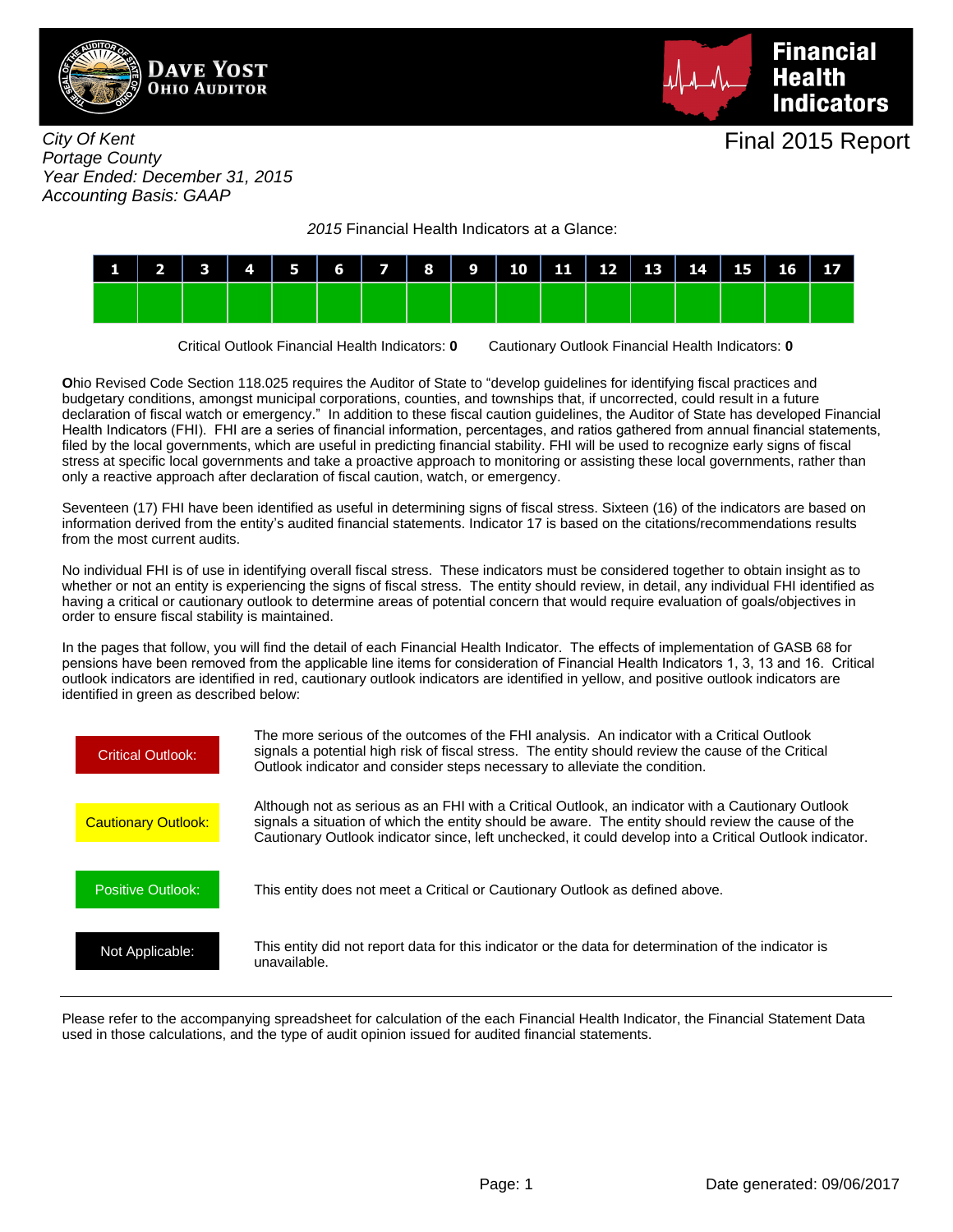# Dave Yost Ohio Auditor

# Financial Health Indicators

*City Of Kent*
*Portage County*
*Year Ended: December 31, 2015*
*Accounting Basis: GAAP*

## Final 2015 Report

*2015* Financial Health Indicators at a Glance:

| 1 | 2 | 3 | 4 | 5 | 6 | 7 | 8 | 9 | 10 | 11 | 12 | 13 | 14 | 15 | 16 | 17 |
|---|---|---|---|---|---|---|---|---|---|---|---|---|---|---|---|---|
| Positive | Positive | Positive | Positive | Positive | Positive | Positive | Positive | Positive | Positive | Positive | Positive | Positive | Positive | Positive | Positive | Positive |

Critical Outlook Financial Health Indicators: **0**    Cautionary Outlook Financial Health Indicators: **0**

**O**hio Revised Code Section 118.025 requires the Auditor of State to "develop guidelines for identifying fiscal practices and budgetary conditions, amongst municipal corporations, counties, and townships that, if uncorrected, could result in a future declaration of fiscal watch or emergency." In addition to these fiscal caution guidelines, the Auditor of State has developed Financial Health Indicators (FHI). FHI are a series of financial information, percentages, and ratios gathered from annual financial statements, filed by the local governments, which are useful in predicting financial stability. FHI will be used to recognize early signs of fiscal stress at specific local governments and take a proactive approach to monitoring or assisting these local governments, rather than only a reactive approach after declaration of fiscal caution, watch, or emergency.

Seventeen (17) FHI have been identified as useful in determining signs of fiscal stress. Sixteen (16) of the indicators are based on information derived from the entity's audited financial statements. Indicator 17 is based on the citations/recommendations results from the most current audits.

No individual FHI is of use in identifying overall fiscal stress. These indicators must be considered together to obtain insight as to whether or not an entity is experiencing the signs of fiscal stress. The entity should review, in detail, any individual FHI identified as having a critical or cautionary outlook to determine areas of potential concern that would require evaluation of goals/objectives in order to ensure fiscal stability is maintained.

In the pages that follow, you will find the detail of each Financial Health Indicator. The effects of implementation of GASB 68 for pensions have been removed from the applicable line items for consideration of Financial Health Indicators 1, 3, 13 and 16. Critical outlook indicators are identified in red, cautionary outlook indicators are identified in yellow, and positive outlook indicators are identified in green as described below:

| Outlook | Description |
|---|---|
| Critical Outlook: | The more serious of the outcomes of the FHI analysis. An indicator with a Critical Outlook signals a potential high risk of fiscal stress. The entity should review the cause of the Critical Outlook indicator and consider steps necessary to alleviate the condition. |
| Cautionary Outlook: | Although not as serious as an FHI with a Critical Outlook, an indicator with a Cautionary Outlook signals a situation of which the entity should be aware. The entity should review the cause of the Cautionary Outlook indicator since, left unchecked, it could develop into a Critical Outlook indicator. |
| Positive Outlook: | This entity does not meet a Critical or Cautionary Outlook as defined above. |
| Not Applicable: | This entity did not report data for this indicator or the data for determination of the indicator is unavailable. |

---

Please refer to the accompanying spreadsheet for calculation of the each Financial Health Indicator, the Financial Statement Data used in those calculations, and the type of audit opinion issued for audited financial statements.

Date generated: 09/06/2017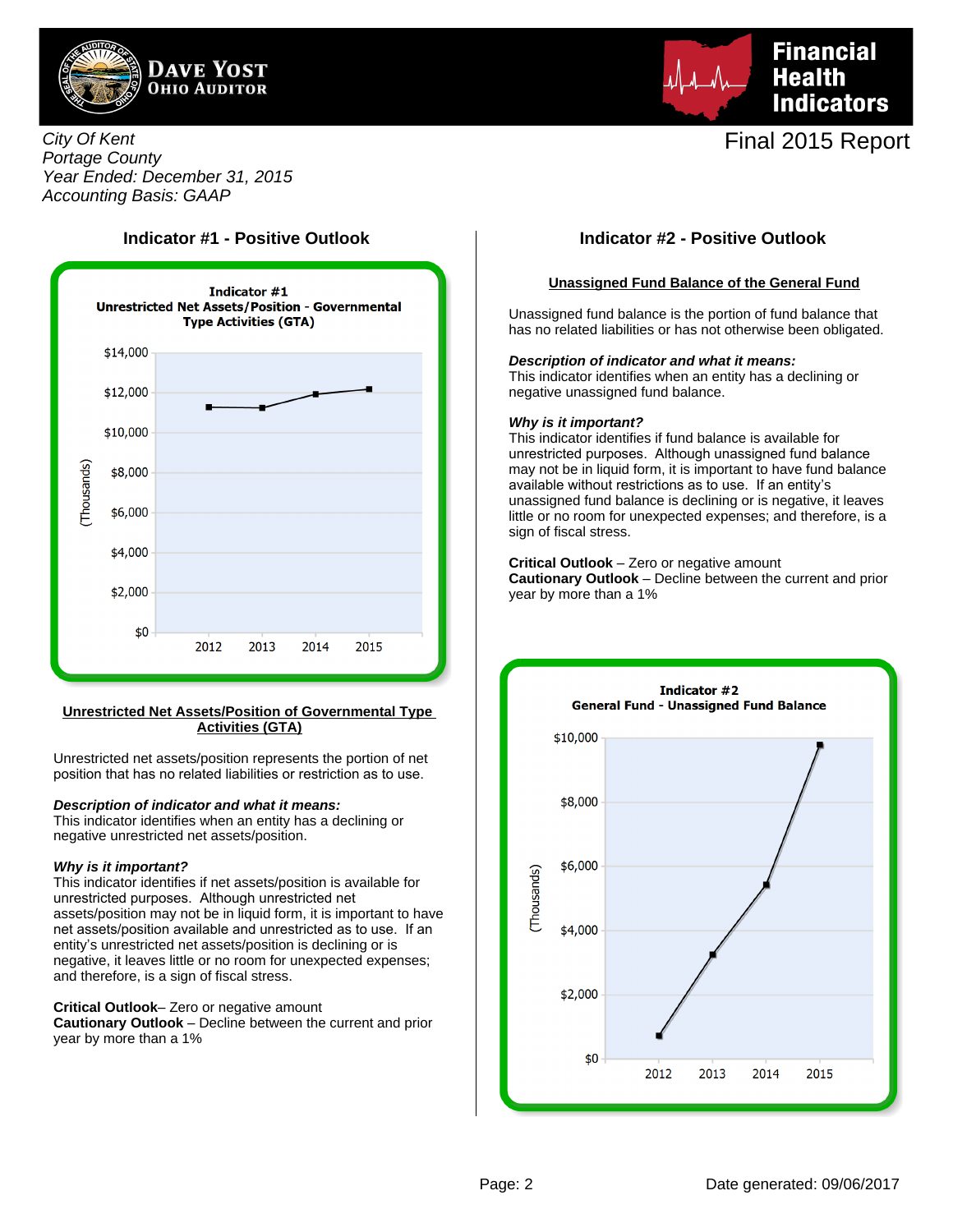City Of Kent
Portage County
Year Ended: December 31, 2015
Accounting Basis: GAAP

Final 2015 Report

## Indicator #1 - Positive Outlook

**Indicator #1**
**Unrestricted Net Assets/Position - Governmental Type Activities (GTA)**

### Unrestricted Net Assets/Position of Governmental Type Activities (GTA)

Unrestricted net assets/position represents the portion of net position that has no related liabilities or restriction as to use.

***Description of indicator and what it means:***
This indicator identifies when an entity has a declining or negative unrestricted net assets/position.

***Why is it important?***
This indicator identifies if net assets/position is available for unrestricted purposes. Although unrestricted net assets/position may not be in liquid form, it is important to have net assets/position available and unrestricted as to use. If an entity's unrestricted net assets/position is declining or is negative, it leaves little or no room for unexpected expenses; and therefore, is a sign of fiscal stress.

**Critical Outlook**– Zero or negative amount
**Cautionary Outlook** – Decline between the current and prior year by more than a 1%

## Indicator #2 - Positive Outlook

### Unassigned Fund Balance of the General Fund

Unassigned fund balance is the portion of fund balance that has no related liabilities or has not otherwise been obligated.

***Description of indicator and what it means:***
This indicator identifies when an entity has a declining or negative unassigned fund balance.

***Why is it important?***
This indicator identifies if fund balance is available for unrestricted purposes. Although unassigned fund balance may not be in liquid form, it is important to have fund balance available without restrictions as to use. If an entity's unassigned fund balance is declining or is negative, it leaves little or no room for unexpected expenses; and therefore, is a sign of fiscal stress.

**Critical Outlook** – Zero or negative amount
**Cautionary Outlook** – Decline between the current and prior year by more than a 1%

**Indicator #2**
**General Fund - Unassigned Fund Balance**

Date generated: 09/06/2017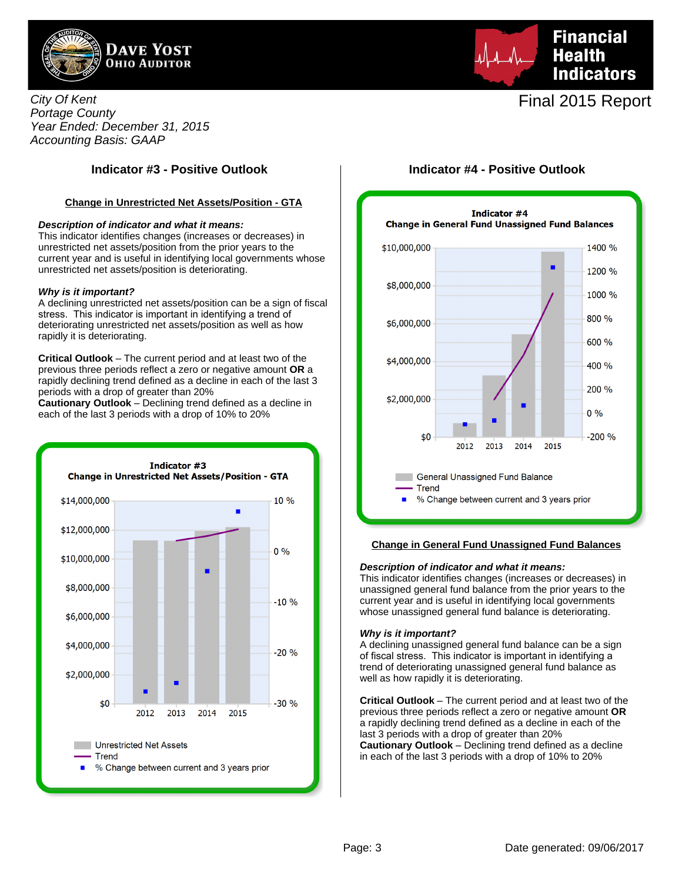Dave Yost
Ohio Auditor

**Financial Health Indicators**

*City Of Kent*
*Portage County*
*Year Ended: December 31, 2015*
*Accounting Basis: GAAP*

Final 2015 Report

## Indicator #3 - Positive Outlook

**Change in Unrestricted Net Assets/Position - GTA**

***Description of indicator and what it means:***
This indicator identifies changes (increases or decreases) in unrestricted net assets/position from the prior years to the current year and is useful in identifying local governments whose unrestricted net assets/position is deteriorating.

***Why is it important?***
A declining unrestricted net assets/position can be a sign of fiscal stress. This indicator is important in identifying a trend of deteriorating unrestricted net assets/position as well as how rapidly it is deteriorating.

**Critical Outlook** – The current period and at least two of the previous three periods reflect a zero or negative amount **OR** a rapidly declining trend defined as a decline in each of the last 3 periods with a drop of greater than 20%
**Cautionary Outlook** – Declining trend defined as a decline in each of the last 3 periods with a drop of 10% to 20%

**Indicator #3**
**Change in Unrestricted Net Assets/Position - GTA**

Legend: Unrestricted Net Assets; Trend; % Change between current and 3 years prior

## Indicator #4 - Positive Outlook

**Indicator #4**
**Change in General Fund Unassigned Fund Balances**

Legend: General Unassigned Fund Balance; Trend; % Change between current and 3 years prior

**Change in General Fund Unassigned Fund Balances**

***Description of indicator and what it means:***
This indicator identifies changes (increases or decreases) in unassigned general fund balance from the prior years to the current year and is useful in identifying local governments whose unassigned general fund balance is deteriorating.

***Why is it important?***
A declining unassigned general fund balance can be a sign of fiscal stress. This indicator is important in identifying a trend of deteriorating unassigned general fund balance as well as how rapidly it is deteriorating.

**Critical Outlook** – The current period and at least two of the previous three periods reflect a zero or negative amount **OR** a rapidly declining trend defined as a decline in each of the last 3 periods with a drop of greater than 20%
**Cautionary Outlook** – Declining trend defined as a decline in each of the last 3 periods with a drop of 10% to 20%

Date generated: 09/06/2017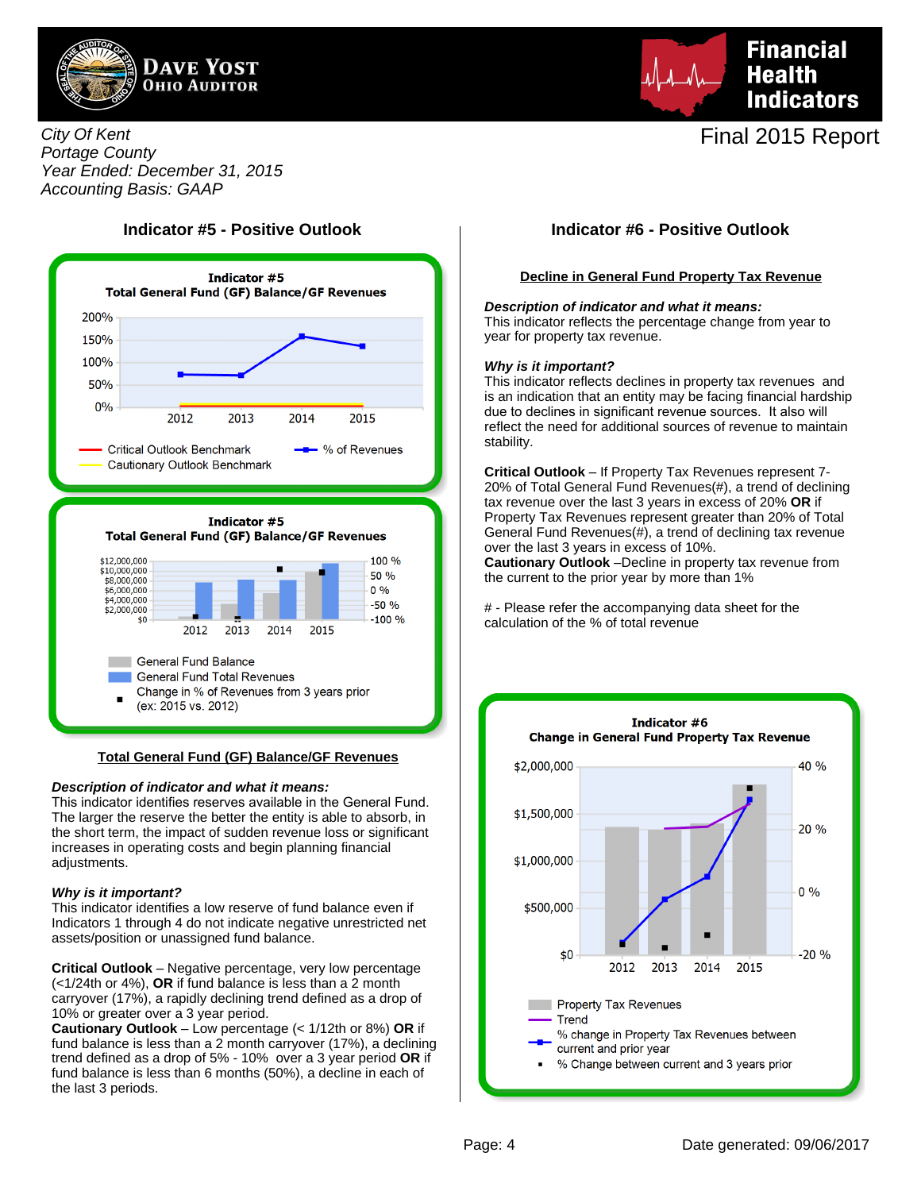City Of Kent
Portage County
Year Ended: December 31, 2015
Accounting Basis: GAAP

Final 2015 Report

## Indicator #5 - Positive Outlook

**Indicator #5**
**Total General Fund (GF) Balance/GF Revenues**

Critical Outlook Benchmark — % of Revenues
Cautionary Outlook Benchmark

**Indicator #5**
**Total General Fund (GF) Balance/GF Revenues**

General Fund Balance
General Fund Total Revenues
Change in % of Revenues from 3 years prior (ex: 2015 vs. 2012)

### Total General Fund (GF) Balance/GF Revenues

***Description of indicator and what it means:***
This indicator identifies reserves available in the General Fund. The larger the reserve the better the entity is able to absorb, in the short term, the impact of sudden revenue loss or significant increases in operating costs and begin planning financial adjustments.

***Why is it important?***
This indicator identifies a low reserve of fund balance even if Indicators 1 through 4 do not indicate negative unrestricted net assets/position or unassigned fund balance.

**Critical Outlook** – Negative percentage, very low percentage (<1/24th or 4%), **OR** if fund balance is less than a 2 month carryover (17%), a rapidly declining trend defined as a drop of 10% or greater over a 3 year period.
**Cautionary Outlook** – Low percentage (< 1/12th or 8%) **OR** if fund balance is less than a 2 month carryover (17%), a declining trend defined as a drop of 5% - 10% over a 3 year period **OR** if fund balance is less than 6 months (50%), a decline in each of the last 3 periods.

## Indicator #6 - Positive Outlook

### Decline in General Fund Property Tax Revenue

***Description of indicator and what it means:***
This indicator reflects the percentage change from year to year for property tax revenue.

***Why is it important?***
This indicator reflects declines in property tax revenues and is an indication that an entity may be facing financial hardship due to declines in significant revenue sources. It also will reflect the need for additional sources of revenue to maintain stability.

**Critical Outlook** – If Property Tax Revenues represent 7-20% of Total General Fund Revenues(#), a trend of declining tax revenue over the last 3 years in excess of 20% **OR** if Property Tax Revenues represent greater than 20% of Total General Fund Revenues(#), a trend of declining tax revenue over the last 3 years in excess of 10%.
**Cautionary Outlook** –Decline in property tax revenue from the current to the prior year by more than 1%

# - Please refer the accompanying data sheet for the calculation of the % of total revenue

**Indicator #6**
**Change in General Fund Property Tax Revenue**

Property Tax Revenues
Trend
% change in Property Tax Revenues between current and prior year
% Change between current and 3 years prior

Date generated: 09/06/2017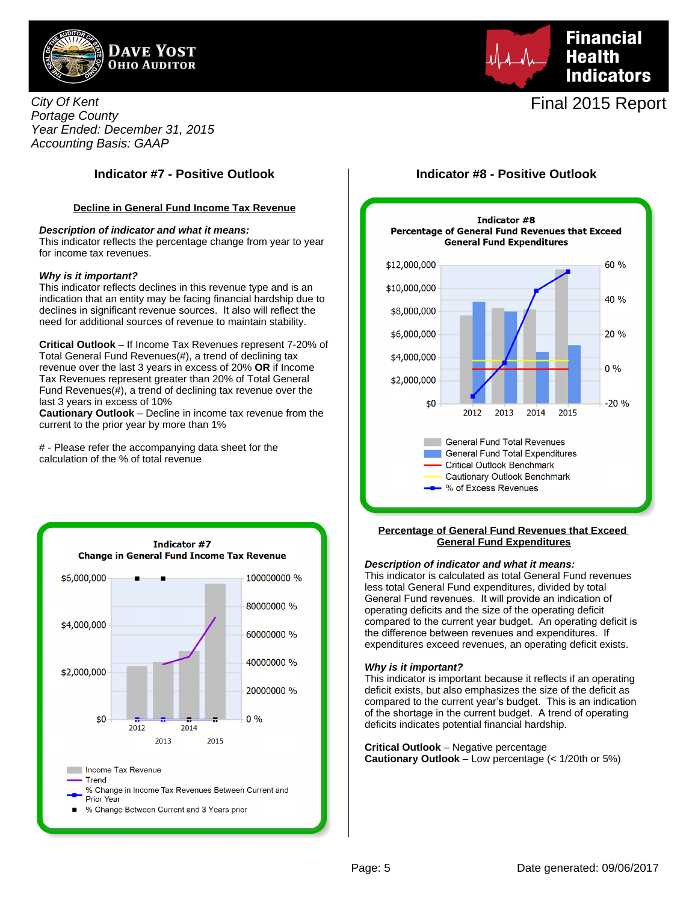City Of Kent
Portage County
Year Ended: December 31, 2015
Accounting Basis: GAAP

Final 2015 Report

## Indicator #7 - Positive Outlook

### Decline in General Fund Income Tax Revenue

***Description of indicator and what it means:***
This indicator reflects the percentage change from year to year for income tax revenues.

***Why is it important?***
This indicator reflects declines in this revenue type and is an indication that an entity may be facing financial hardship due to declines in significant revenue sources. It also will reflect the need for additional sources of revenue to maintain stability.

**Critical Outlook** – If Income Tax Revenues represent 7-20% of Total General Fund Revenues(#), a trend of declining tax revenue over the last 3 years in excess of 20% **OR** if Income Tax Revenues represent greater than 20% of Total General Fund Revenues(#), a trend of declining tax revenue over the last 3 years in excess of 10%
**Cautionary Outlook** – Decline in income tax revenue from the current to the prior year by more than 1%

# - Please refer the accompanying data sheet for the calculation of the % of total revenue

Indicator #7
Change in General Fund Income Tax Revenue

Legend: Income Tax Revenue; Trend; % Change in Income Tax Revenues Between Current and Prior Year; % Change Between Current and 3 Years prior

## Indicator #8 - Positive Outlook

Indicator #8
Percentage of General Fund Revenues that Exceed General Fund Expenditures

Legend: General Fund Total Revenues; General Fund Total Expenditures; Critical Outlook Benchmark; Cautionary Outlook Benchmark; % of Excess Revenues

### Percentage of General Fund Revenues that Exceed General Fund Expenditures

***Description of indicator and what it means:***
This indicator is calculated as total General Fund revenues less total General Fund expenditures, divided by total General Fund revenues. It will provide an indication of operating deficits and the size of the operating deficit compared to the current year budget. An operating deficit is the difference between revenues and expenditures. If expenditures exceed revenues, an operating deficit exists.

***Why is it important?***
This indicator is important because it reflects if an operating deficit exists, but also emphasizes the size of the deficit as compared to the current year's budget. This is an indication of the shortage in the current budget. A trend of operating deficits indicates potential financial hardship.

**Critical Outlook** – Negative percentage
**Cautionary Outlook** – Low percentage (< 1/20th or 5%)

Date generated: 09/06/2017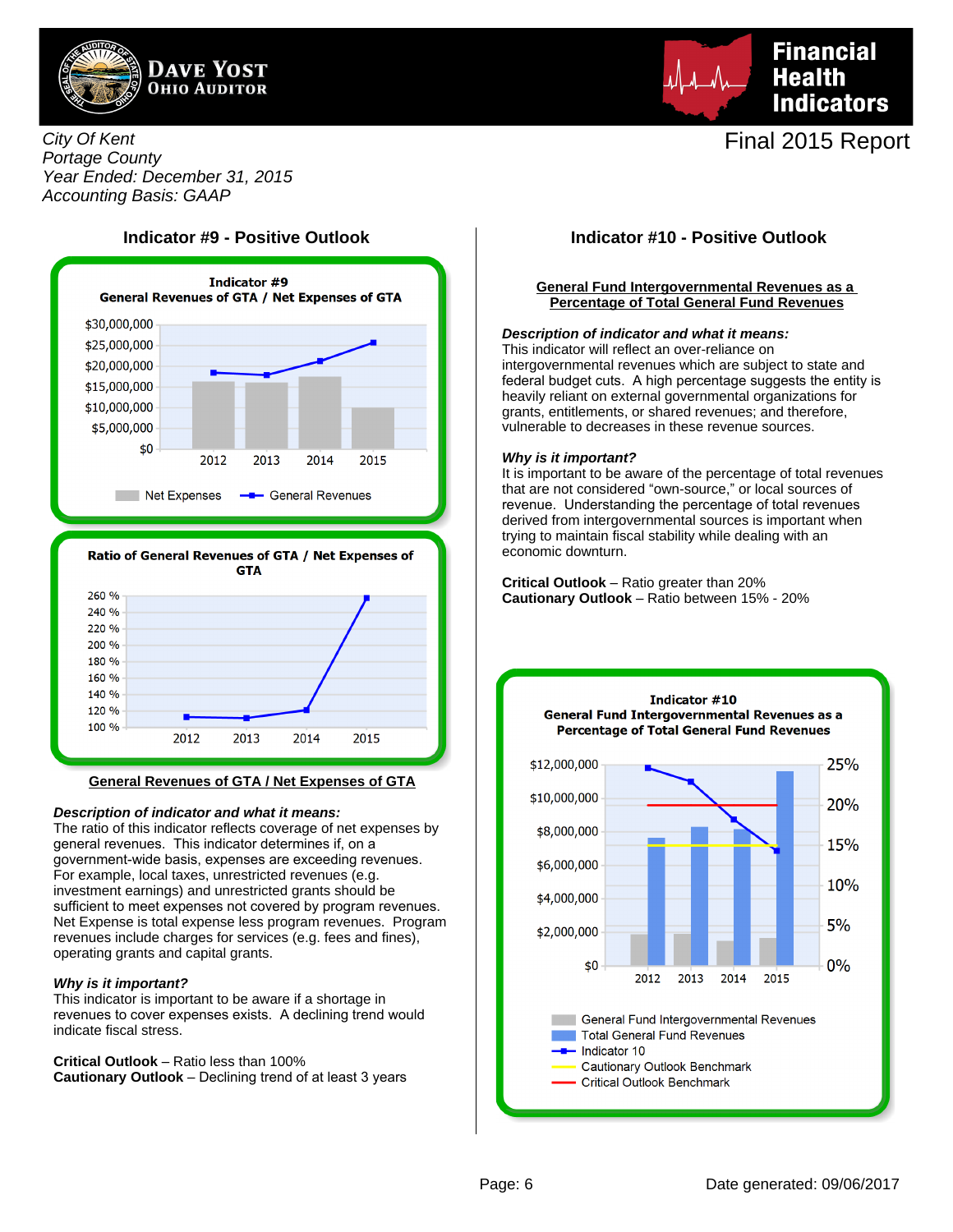City Of Kent
Portage County
Year Ended: December 31, 2015
Accounting Basis: GAAP

Final 2015 Report

## Indicator #9 - Positive Outlook

**Indicator #9**
**General Revenues of GTA / Net Expenses of GTA**

**Ratio of General Revenues of GTA / Net Expenses of GTA**

### General Revenues of GTA / Net Expenses of GTA

***Description of indicator and what it means:***
The ratio of this indicator reflects coverage of net expenses by general revenues. This indicator determines if, on a government-wide basis, expenses are exceeding revenues. For example, local taxes, unrestricted revenues (e.g. investment earnings) and unrestricted grants should be sufficient to meet expenses not covered by program revenues. Net Expense is total expense less program revenues. Program revenues include charges for services (e.g. fees and fines), operating grants and capital grants.

***Why is it important?***
This indicator is important to be aware if a shortage in revenues to cover expenses exists. A declining trend would indicate fiscal stress.

**Critical Outlook** – Ratio less than 100%
**Cautionary Outlook** – Declining trend of at least 3 years

## Indicator #10 - Positive Outlook

### General Fund Intergovernmental Revenues as a Percentage of Total General Fund Revenues

***Description of indicator and what it means:***
This indicator will reflect an over-reliance on intergovernmental revenues which are subject to state and federal budget cuts. A high percentage suggests the entity is heavily reliant on external governmental organizations for grants, entitlements, or shared revenues; and therefore, vulnerable to decreases in these revenue sources.

***Why is it important?***
It is important to be aware of the percentage of total revenues that are not considered "own-source," or local sources of revenue. Understanding the percentage of total revenues derived from intergovernmental sources is important when trying to maintain fiscal stability while dealing with an economic downturn.

**Critical Outlook** – Ratio greater than 20%
**Cautionary Outlook** – Ratio between 15% - 20%

**Indicator #10**
**General Fund Intergovernmental Revenues as a Percentage of Total General Fund Revenues**

Date generated: 09/06/2017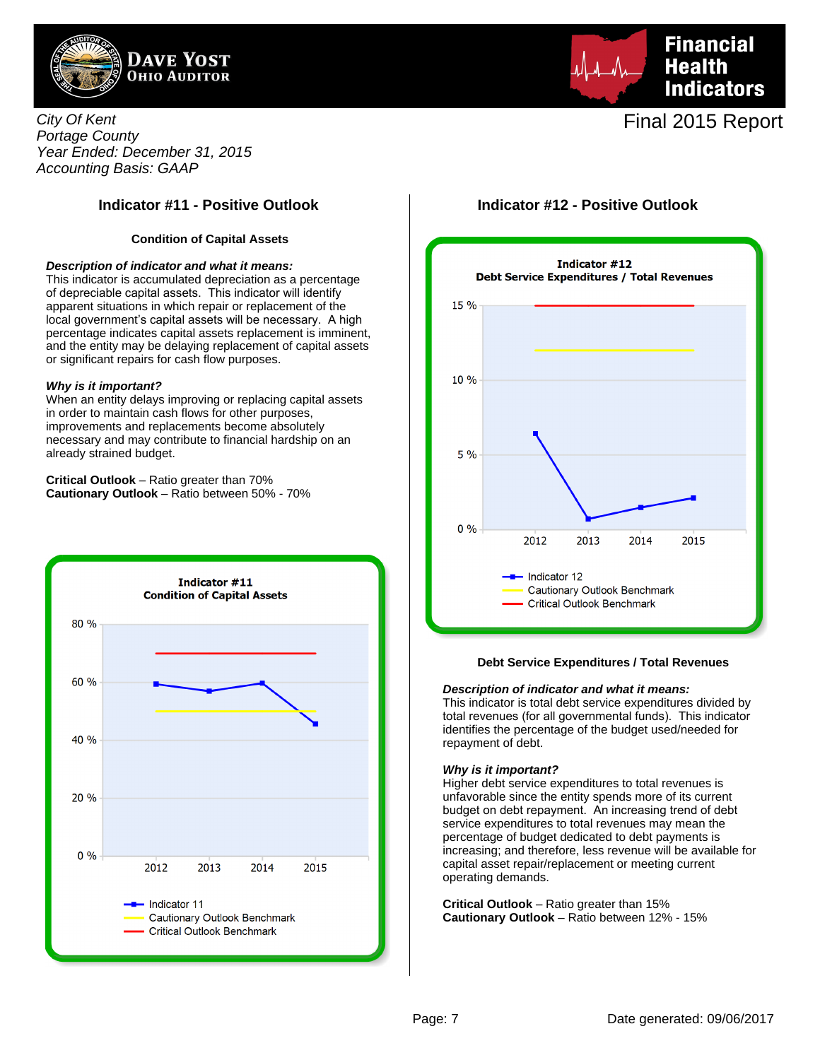City Of Kent
Portage County
Year Ended: December 31, 2015
Accounting Basis: GAAP

Final 2015 Report

## Indicator #11 - Positive Outlook

### Condition of Capital Assets

***Description of indicator and what it means:***
This indicator is accumulated depreciation as a percentage of depreciable capital assets. This indicator will identify apparent situations in which repair or replacement of the local government's capital assets will be necessary. A high percentage indicates capital assets replacement is imminent, and the entity may be delaying replacement of capital assets or significant repairs for cash flow purposes.

***Why is it important?***
When an entity delays improving or replacing capital assets in order to maintain cash flows for other purposes, improvements and replacements become absolutely necessary and may contribute to financial hardship on an already strained budget.

**Critical Outlook** – Ratio greater than 70%
**Cautionary Outlook** – Ratio between 50% - 70%

**Indicator #11**
**Condition of Capital Assets**

- Indicator 11
- Cautionary Outlook Benchmark
- Critical Outlook Benchmark

## Indicator #12 - Positive Outlook

**Indicator #12**
**Debt Service Expenditures / Total Revenues**

- Indicator 12
- Cautionary Outlook Benchmark
- Critical Outlook Benchmark

### Debt Service Expenditures / Total Revenues

***Description of indicator and what it means:***
This indicator is total debt service expenditures divided by total revenues (for all governmental funds). This indicator identifies the percentage of the budget used/needed for repayment of debt.

***Why is it important?***
Higher debt service expenditures to total revenues is unfavorable since the entity spends more of its current budget on debt repayment. An increasing trend of debt service expenditures to total revenues may mean the percentage of budget dedicated to debt payments is increasing; and therefore, less revenue will be available for capital asset repair/replacement or meeting current operating demands.

**Critical Outlook** – Ratio greater than 15%
**Cautionary Outlook** – Ratio between 12% - 15%

Date generated: 09/06/2017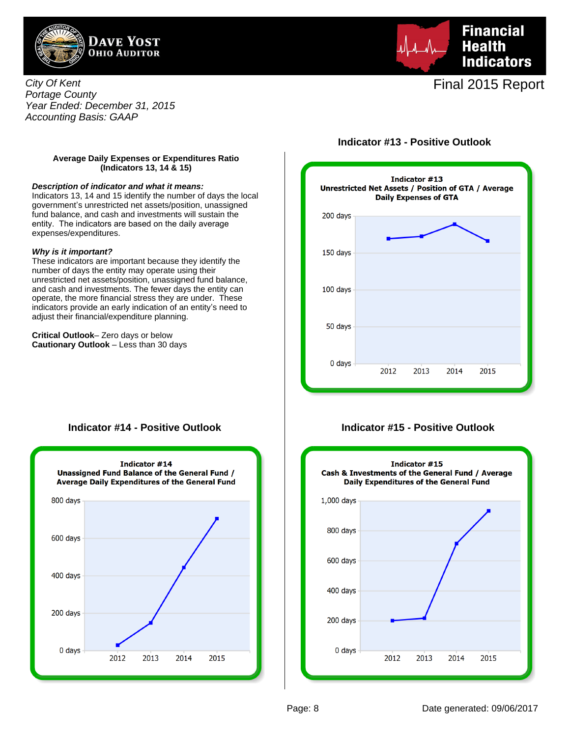Dave Yost
Ohio Auditor

Financial Health Indicators

City Of Kent
Portage County
Year Ended: December 31, 2015
Accounting Basis: GAAP

Final 2015 Report

### Average Daily Expenses or Expenditures Ratio (Indicators 13, 14 & 15)

***Description of indicator and what it means:***
Indicators 13, 14 and 15 identify the number of days the local government's unrestricted net assets/position, unassigned fund balance, and cash and investments will sustain the entity. The indicators are based on the daily average expenses/expenditures.

***Why is it important?***
These indicators are important because they identify the number of days the entity may operate using their unrestricted net assets/position, unassigned fund balance, and cash and investments. The fewer days the entity can operate, the more financial stress they are under. These indicators provide an early indication of an entity's need to adjust their financial/expenditure planning.

**Critical Outlook**– Zero days or below
**Cautionary Outlook** – Less than 30 days

### Indicator #13 - Positive Outlook

**Indicator #13**
**Unrestricted Net Assets / Position of GTA / Average Daily Expenses of GTA**

### Indicator #14 - Positive Outlook

**Indicator #14**
**Unassigned Fund Balance of the General Fund / Average Daily Expenditures of the General Fund**

### Indicator #15 - Positive Outlook

**Indicator #15**
**Cash & Investments of the General Fund / Average Daily Expenditures of the General Fund**

Date generated: 09/06/2017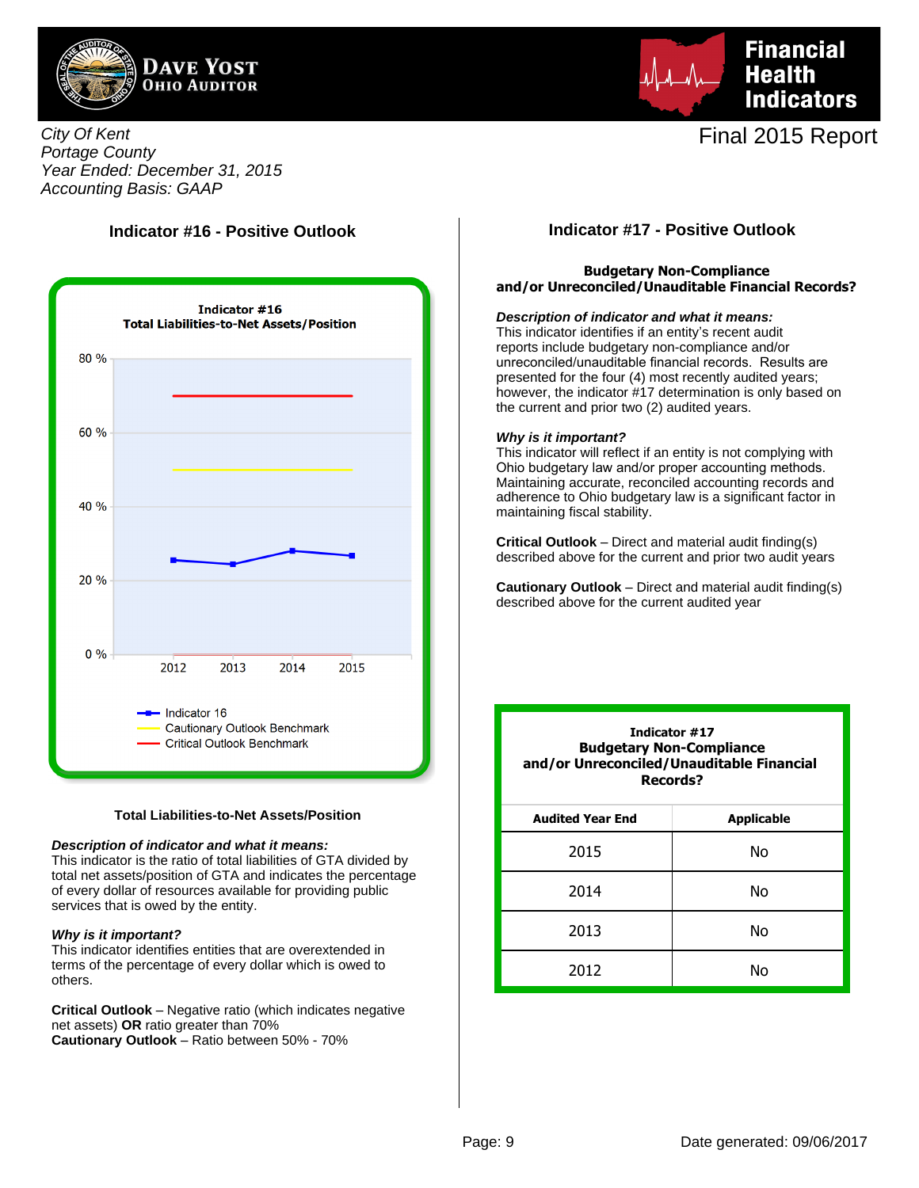City Of Kent
Portage County
Year Ended: December 31, 2015
Accounting Basis: GAAP

Final 2015 Report

## Indicator #16 - Positive Outlook

**Indicator #16**
**Total Liabilities-to-Net Assets/Position**

- Indicator 16
- Cautionary Outlook Benchmark
- Critical Outlook Benchmark

### Total Liabilities-to-Net Assets/Position

***Description of indicator and what it means:***
This indicator is the ratio of total liabilities of GTA divided by total net assets/position of GTA and indicates the percentage of every dollar of resources available for providing public services that is owed by the entity.

***Why is it important?***
This indicator identifies entities that are overextended in terms of the percentage of every dollar which is owed to others.

**Critical Outlook** – Negative ratio (which indicates negative net assets) **OR** ratio greater than 70%
**Cautionary Outlook** – Ratio between 50% - 70%

## Indicator #17 - Positive Outlook

**Budgetary Non-Compliance and/or Unreconciled/Unauditable Financial Records?**

***Description of indicator and what it means:***
This indicator identifies if an entity's recent audit reports include budgetary non-compliance and/or unreconciled/unauditable financial records. Results are presented for the four (4) most recently audited years; however, the indicator #17 determination is only based on the current and prior two (2) audited years.

***Why is it important?***
This indicator will reflect if an entity is not complying with Ohio budgetary law and/or proper accounting methods. Maintaining accurate, reconciled accounting records and adherence to Ohio budgetary law is a significant factor in maintaining fiscal stability.

**Critical Outlook** – Direct and material audit finding(s) described above for the current and prior two audit years

**Cautionary Outlook** – Direct and material audit finding(s) described above for the current audited year

**Indicator #17**
**Budgetary Non-Compliance and/or Unreconciled/Unauditable Financial Records?**

| Audited Year End | Applicable |
|---|---|
| 2015 | No |
| 2014 | No |
| 2013 | No |
| 2012 | No |

Date generated: 09/06/2017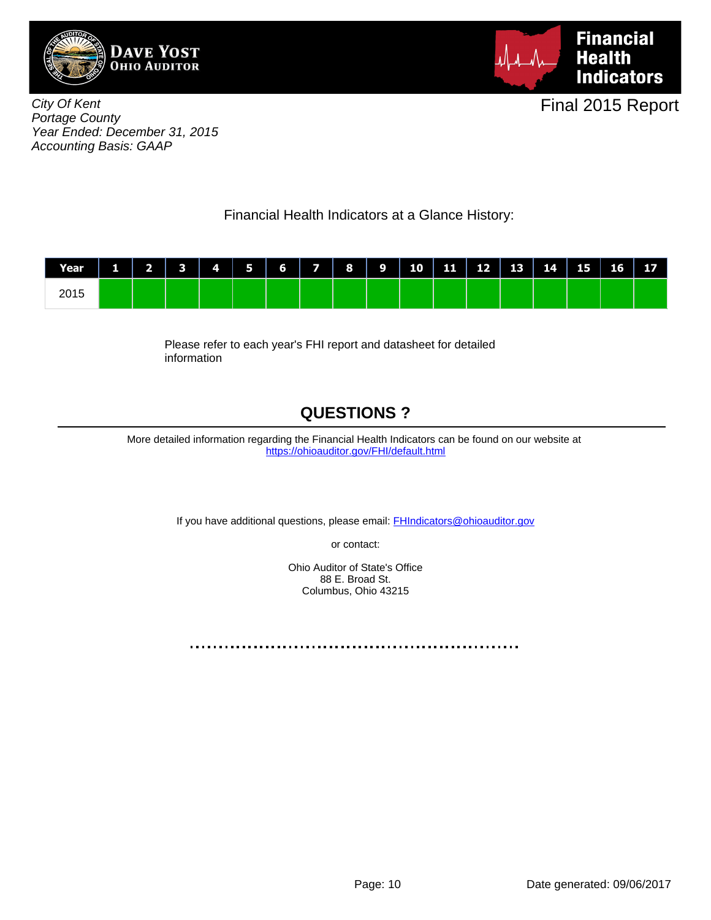Dave Yost
Ohio Auditor

# Financial Health Indicators

*City Of Kent*
*Portage County*
*Year Ended: December 31, 2015*
*Accounting Basis: GAAP*

Final 2015 Report

Financial Health Indicators at a Glance History:

| Year | 1 | 2 | 3 | 4 | 5 | 6 | 7 | 8 | 9 | 10 | 11 | 12 | 13 | 14 | 15 | 16 | 17 |
|---|---|---|---|---|---|---|---|---|---|---|---|---|---|---|---|---|---|
| 2015 | | | | | | | | | | | | | | | | | |

Please refer to each year's FHI report and datasheet for detailed information

## QUESTIONS ?

More detailed information regarding the Financial Health Indicators can be found on our website at
https://ohioauditor.gov/FHI/default.html

If you have additional questions, please email: FHIndicators@ohioauditor.gov

or contact:

Ohio Auditor of State's Office
88 E. Broad St.
Columbus, Ohio 43215

Date generated: 09/06/2017